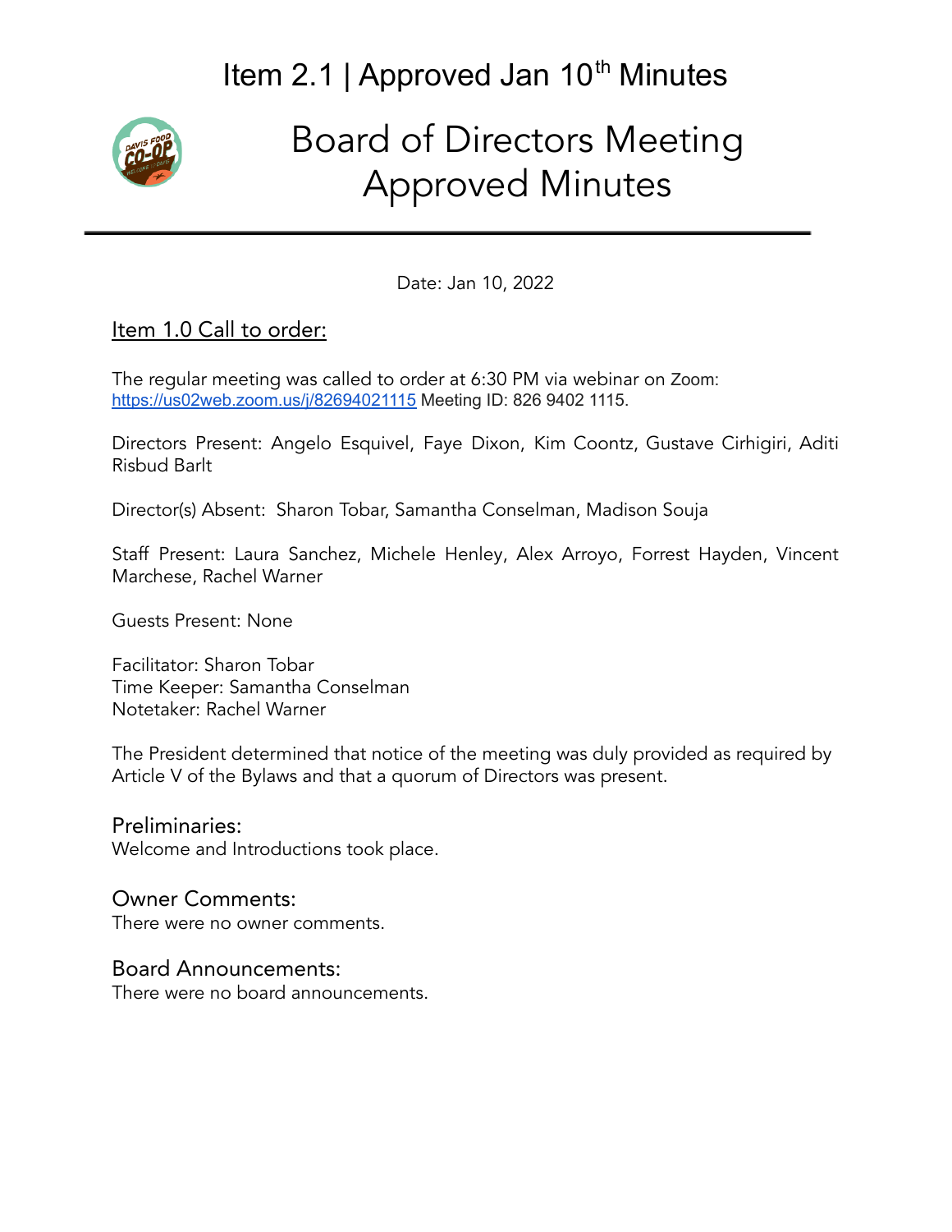# Item 2.1 | Approved Jan 10th Minutes

# Board of Directors Meeting Approved Minutes

Date: Jan 10, 2022

## Item 1.0 Call to order:

The regular meeting was called to order at 6:30 PM via webinar on Zoom: https://us02web.zoom.us/j/82694021115 Meeting ID: 826 9402 1115.

Directors Present: Angelo Esquivel, Faye Dixon, Kim Coontz, Gustave Cirhigiri, Aditi Risbud Barlt

Director(s) Absent: Sharon Tobar, Samantha Conselman, Madison Souja

Staff Present: Laura Sanchez, Michele Henley, Alex Arroyo, Forrest Hayden, Vincent Marchese, Rachel Warner

Guests Present: None

Facilitator: Sharon Tobar
Time Keeper: Samantha Conselman
Notetaker: Rachel Warner

The President determined that notice of the meeting was duly provided as required by Article V of the Bylaws and that a quorum of Directors was present.

### Preliminaries:

Welcome and Introductions took place.

### Owner Comments:

There were no owner comments.

### Board Announcements:

There were no board announcements.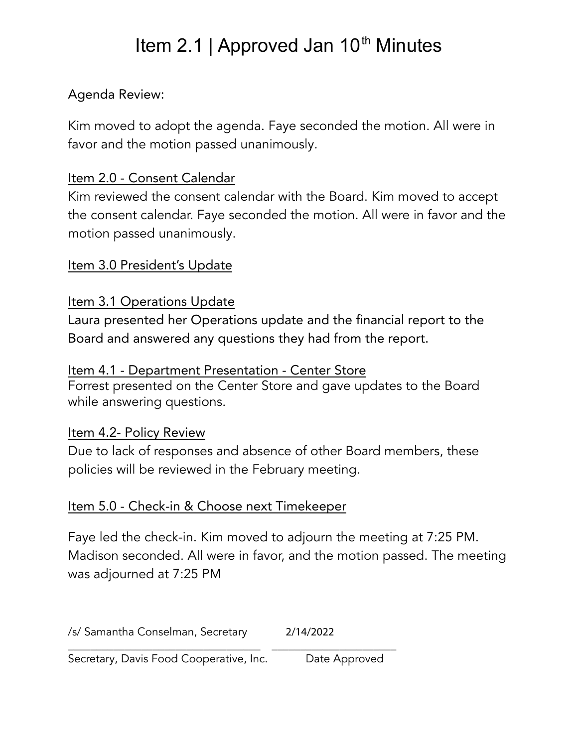# Item 2.1 | Approved Jan 10th Minutes

Agenda Review:

Kim moved to adopt the agenda. Faye seconded the motion. All were in favor and the motion passed unanimously.

Item 2.0 - Consent Calendar

Kim reviewed the consent calendar with the Board. Kim moved to accept the consent calendar. Faye seconded the motion. All were in favor and the motion passed unanimously.

Item 3.0 President's Update

Item 3.1 Operations Update

Laura presented her Operations update and the financial report to the Board and answered any questions they had from the report.

Item 4.1 - Department Presentation - Center Store

Forrest presented on the Center Store and gave updates to the Board while answering questions.

Item 4.2- Policy Review

Due to lack of responses and absence of other Board members, these policies will be reviewed in the February meeting.

Item 5.0 - Check-in & Choose next Timekeeper

Faye led the check-in. Kim moved to adjourn the meeting at 7:25 PM. Madison seconded. All were in favor, and the motion passed. The meeting was adjourned at 7:25 PM

/s/ Samantha Conselman, Secretary 2/14/2022

Secretary, Davis Food Cooperative, Inc. Date Approved